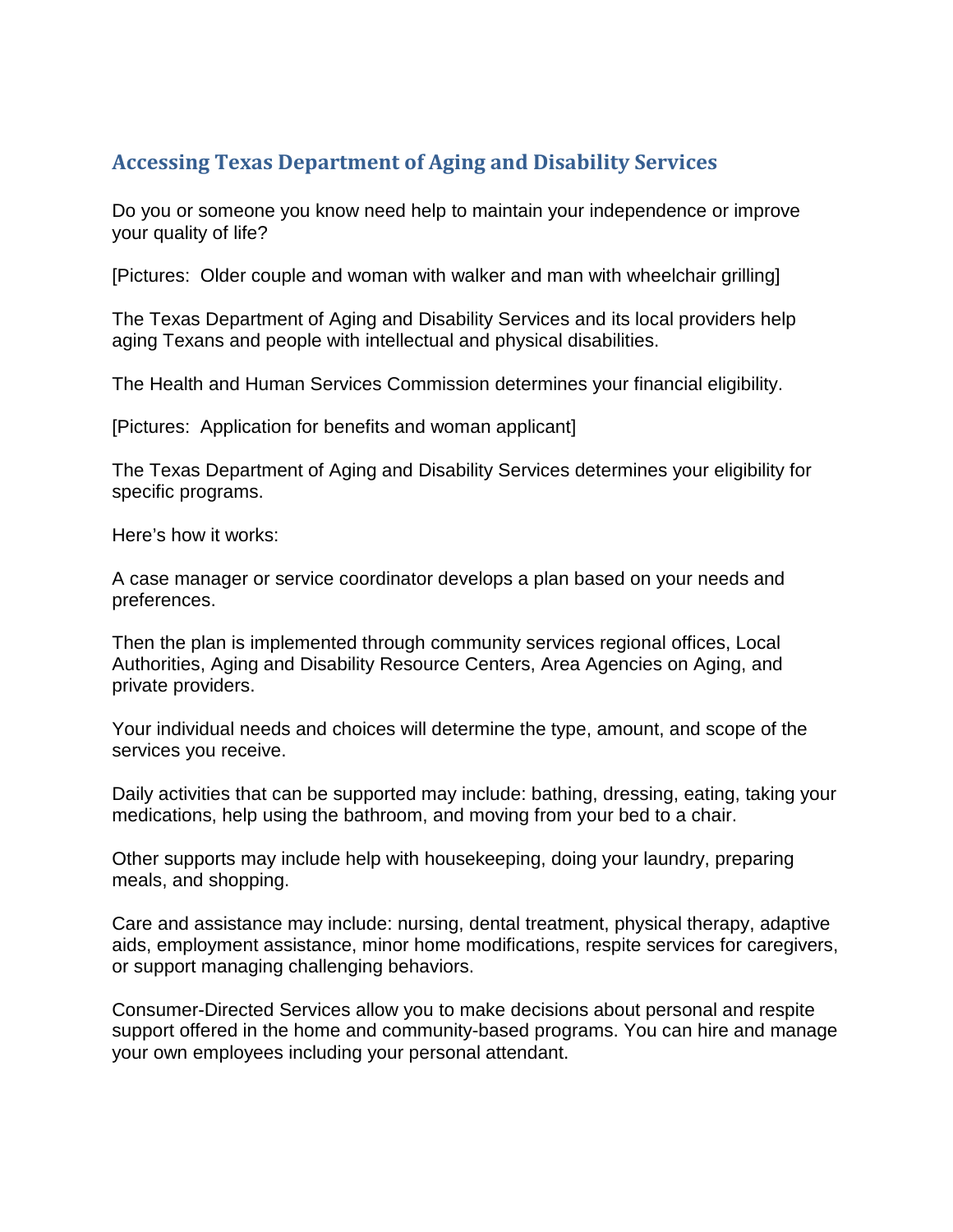## Accessing Texas Department of Aging and Disability Services

Do you or someone you know need help to maintain your independence or improve your quality of life?

[Pictures: Older couple and woman with walker and man with wheelchair grilling]

The Texas Department of Aging and Disability Services and its local providers help aging Texans and people with intellectual and physical disabilities.

The Health and Human Services Commission determines your financial eligibility.

[Pictures: Application for benefits and woman applicant]

The Texas Department of Aging and Disability Services determines your eligibility for specific programs.

Here's how it works:

A case manager or service coordinator develops a plan based on your needs and preferences.

Then the plan is implemented through community services regional offices, Local Authorities, Aging and Disability Resource Centers, Area Agencies on Aging, and private providers.

Your individual needs and choices will determine the type, amount, and scope of the services you receive.

Daily activities that can be supported may include: bathing, dressing, eating, taking your medications, help using the bathroom, and moving from your bed to a chair.

Other supports may include help with housekeeping, doing your laundry, preparing meals, and shopping.

Care and assistance may include: nursing, dental treatment, physical therapy, adaptive aids, employment assistance, minor home modifications, respite services for caregivers, or support managing challenging behaviors.

Consumer-Directed Services allow you to make decisions about personal and respite support offered in the home and community-based programs. You can hire and manage your own employees including your personal attendant.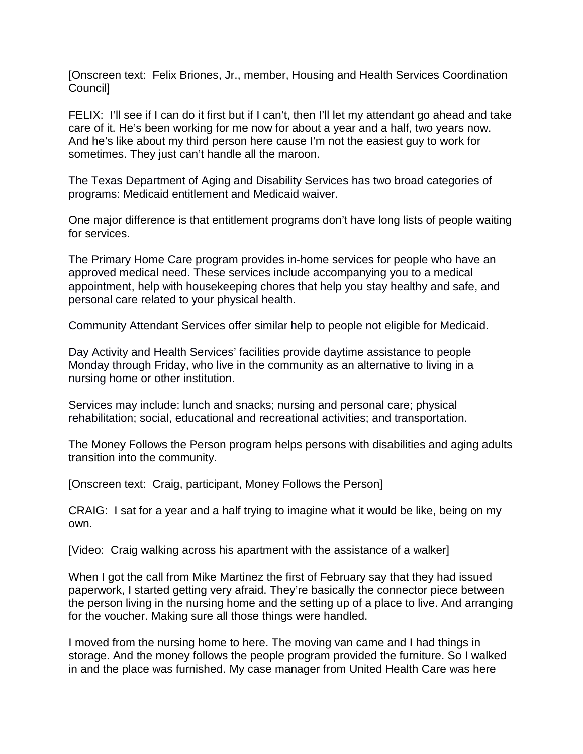[Onscreen text: Felix Briones, Jr., member, Housing and Health Services Coordination Council]

FELIX: I'll see if I can do it first but if I can't, then I'll let my attendant go ahead and take care of it. He's been working for me now for about a year and a half, two years now. And he's like about my third person here cause I'm not the easiest guy to work for sometimes. They just can't handle all the maroon.

The Texas Department of Aging and Disability Services has two broad categories of programs: Medicaid entitlement and Medicaid waiver.

One major difference is that entitlement programs don't have long lists of people waiting for services.

The Primary Home Care program provides in-home services for people who have an approved medical need. These services include accompanying you to a medical appointment, help with housekeeping chores that help you stay healthy and safe, and personal care related to your physical health.

Community Attendant Services offer similar help to people not eligible for Medicaid.

Day Activity and Health Services' facilities provide daytime assistance to people Monday through Friday, who live in the community as an alternative to living in a nursing home or other institution.

Services may include: lunch and snacks; nursing and personal care; physical rehabilitation; social, educational and recreational activities; and transportation.

The Money Follows the Person program helps persons with disabilities and aging adults transition into the community.

[Onscreen text: Craig, participant, Money Follows the Person]

CRAIG: I sat for a year and a half trying to imagine what it would be like, being on my own.

[Video: Craig walking across his apartment with the assistance of a walker]

When I got the call from Mike Martinez the first of February say that they had issued paperwork, I started getting very afraid. They're basically the connector piece between the person living in the nursing home and the setting up of a place to live. And arranging for the voucher. Making sure all those things were handled.

I moved from the nursing home to here. The moving van came and I had things in storage. And the money follows the people program provided the furniture. So I walked in and the place was furnished. My case manager from United Health Care was here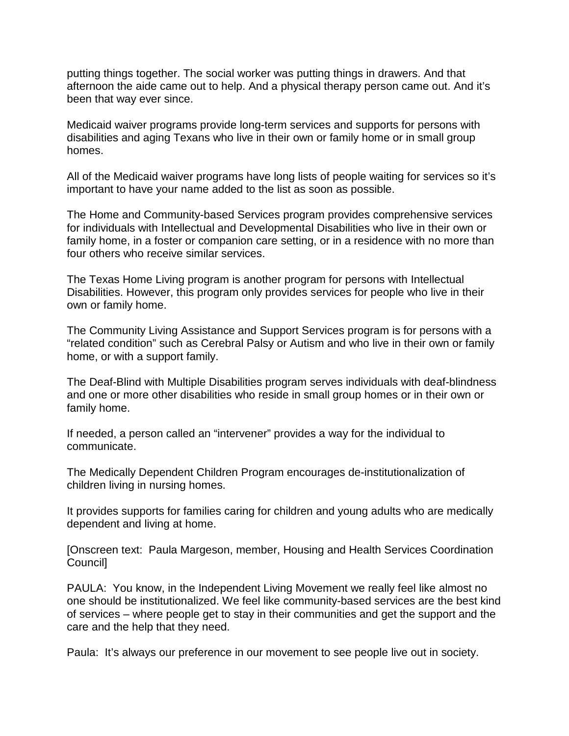putting things together. The social worker was putting things in drawers. And that afternoon the aide came out to help. And a physical therapy person came out. And it's been that way ever since.

Medicaid waiver programs provide long-term services and supports for persons with disabilities and aging Texans who live in their own or family home or in small group homes.

All of the Medicaid waiver programs have long lists of people waiting for services so it's important to have your name added to the list as soon as possible.

The Home and Community-based Services program provides comprehensive services for individuals with Intellectual and Developmental Disabilities who live in their own or family home, in a foster or companion care setting, or in a residence with no more than four others who receive similar services.

The Texas Home Living program is another program for persons with Intellectual Disabilities. However, this program only provides services for people who live in their own or family home.

The Community Living Assistance and Support Services program is for persons with a "related condition" such as Cerebral Palsy or Autism and who live in their own or family home, or with a support family.

The Deaf-Blind with Multiple Disabilities program serves individuals with deaf-blindness and one or more other disabilities who reside in small group homes or in their own or family home.

If needed, a person called an "intervener" provides a way for the individual to communicate.

The Medically Dependent Children Program encourages de-institutionalization of children living in nursing homes.

It provides supports for families caring for children and young adults who are medically dependent and living at home.

[Onscreen text: Paula Margeson, member, Housing and Health Services Coordination Council]

PAULA: You know, in the Independent Living Movement we really feel like almost no one should be institutionalized. We feel like community-based services are the best kind of services – where people get to stay in their communities and get the support and the care and the help that they need.

Paula: It's always our preference in our movement to see people live out in society.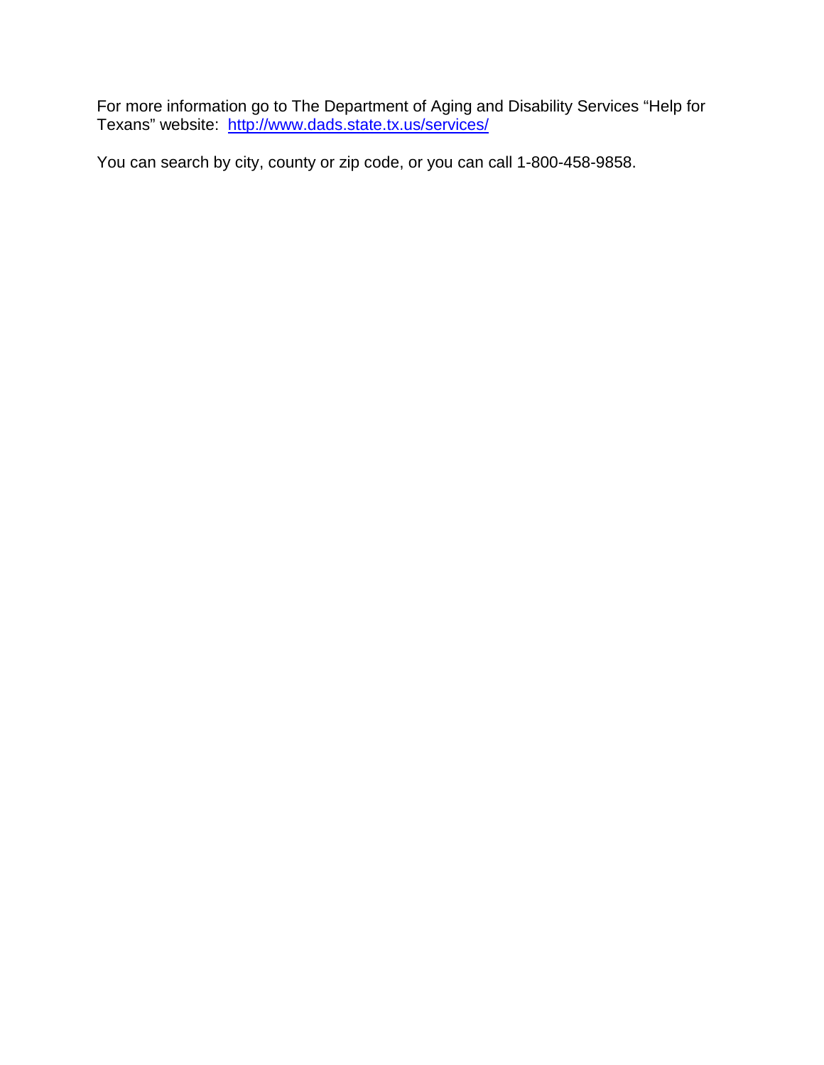For more information go to The Department of Aging and Disability Services "Help for Texans" website: [http://www.dads.state.tx.us/services/](http://www.dads.state.tx.us/services/)

You can search by city, county or zip code, or you can call 1-800-458-9858.